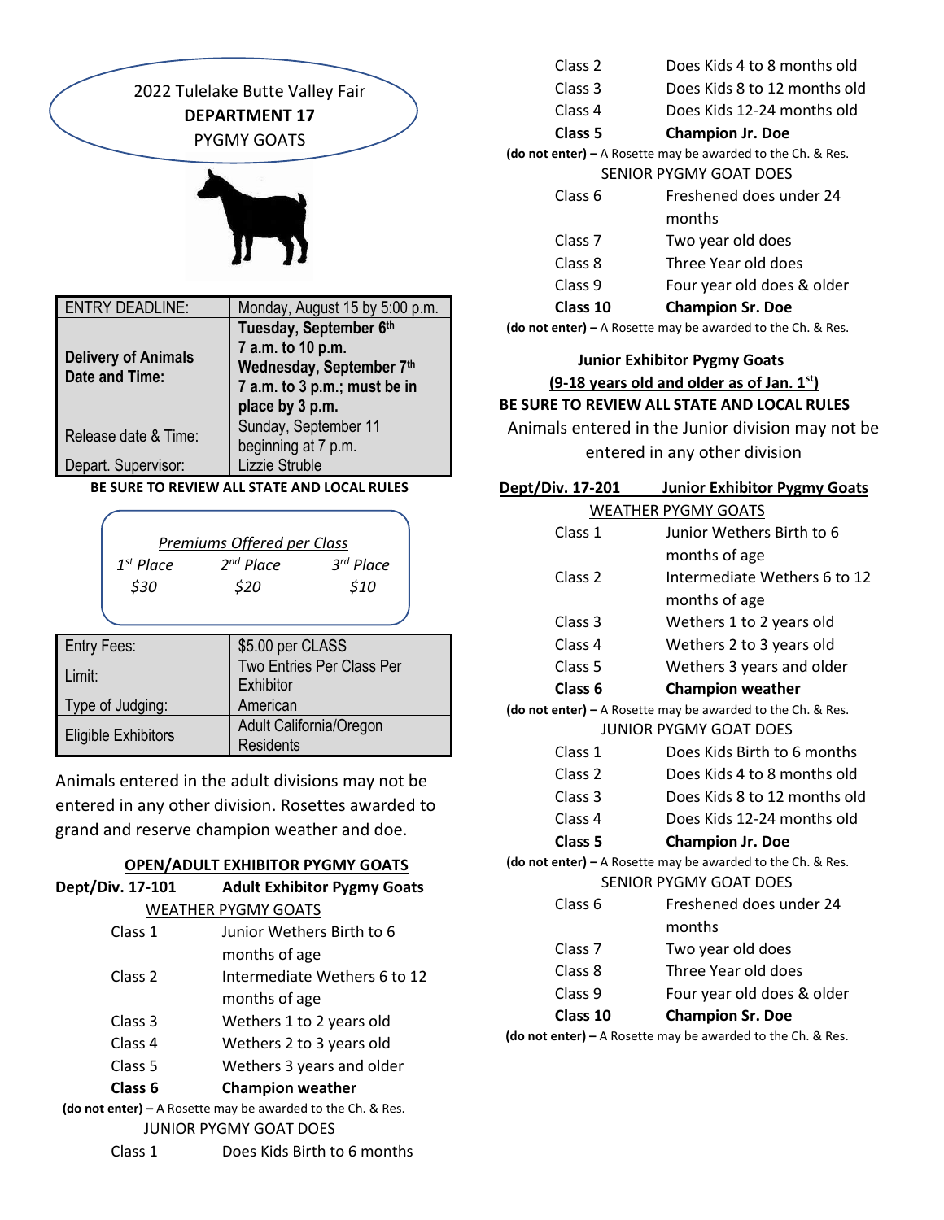2022 Tulelake Butte Valley Fair
**DEPARTMENT 17**
PYGMY GOATS

| ENTRY DEADLINE: | Monday, August 15 by 5:00 p.m. |
|---|---|
| **Delivery of Animals Date and Time:** | **Tuesday, September 6th 7 a.m. to 10 p.m. Wednesday, September 7th 7 a.m. to 3 p.m.; must be in place by 3 p.m.** |
| Release date & Time: | Sunday, September 11 beginning at 7 p.m. |
| Depart. Supervisor: | Lizzie Struble |

**BE SURE TO REVIEW ALL STATE AND LOCAL RULES**

*Premiums Offered per Class*

| *1st Place* | *2nd Place* | *3rd Place* |
|---|---|---|
| *$30* | *$20* | *$10* |

| Entry Fees: | $5.00 per CLASS |
|---|---|
| Limit: | Two Entries Per Class Per Exhibitor |
| Type of Judging: | American |
| Eligible Exhibitors | Adult California/Oregon Residents |

Animals entered in the adult divisions may not be entered in any other division. Rosettes awarded to grand and reserve champion weather and doe.

## OPEN/ADULT EXHIBITOR PYGMY GOATS

**Dept/Div. 17-101 Adult Exhibitor Pygmy Goats**

WEATHER PYGMY GOATS

- Class 1 Junior Wethers Birth to 6 months of age
- Class 2 Intermediate Wethers 6 to 12 months of age
- Class 3 Wethers 1 to 2 years old
- Class 4 Wethers 2 to 3 years old
- Class 5 Wethers 3 years and older
- **Class 6 Champion weather**

**(do not enter) –** A Rosette may be awarded to the Ch. & Res.

JUNIOR PYGMY GOAT DOES

- Class 1 Does Kids Birth to 6 months
- Class 2 Does Kids 4 to 8 months old
- Class 3 Does Kids 8 to 12 months old
- Class 4 Does Kids 12-24 months old
- **Class 5 Champion Jr. Doe**

**(do not enter) –** A Rosette may be awarded to the Ch. & Res.

SENIOR PYGMY GOAT DOES

- Class 6 Freshened does under 24 months
- Class 7 Two year old does
- Class 8 Three Year old does
- Class 9 Four year old does & older
- **Class 10 Champion Sr. Doe**

**(do not enter) –** A Rosette may be awarded to the Ch. & Res.

## Junior Exhibitor Pygmy Goats

**(9-18 years old and older as of Jan. 1st)**

**BE SURE TO REVIEW ALL STATE AND LOCAL RULES**

Animals entered in the Junior division may not be entered in any other division

**Dept/Div. 17-201 Junior Exhibitor Pygmy Goats**

WEATHER PYGMY GOATS

- Class 1 Junior Wethers Birth to 6 months of age
- Class 2 Intermediate Wethers 6 to 12 months of age
- Class 3 Wethers 1 to 2 years old
- Class 4 Wethers 2 to 3 years old
- Class 5 Wethers 3 years and older
- **Class 6 Champion weather**

**(do not enter) –** A Rosette may be awarded to the Ch. & Res.

JUNIOR PYGMY GOAT DOES

- Class 1 Does Kids Birth to 6 months
- Class 2 Does Kids 4 to 8 months old
- Class 3 Does Kids 8 to 12 months old
- Class 4 Does Kids 12-24 months old
- **Class 5 Champion Jr. Doe**

**(do not enter) –** A Rosette may be awarded to the Ch. & Res.

SENIOR PYGMY GOAT DOES

- Class 6 Freshened does under 24 months
- Class 7 Two year old does
- Class 8 Three Year old does
- Class 9 Four year old does & older
- **Class 10 Champion Sr. Doe**

**(do not enter) –** A Rosette may be awarded to the Ch. & Res.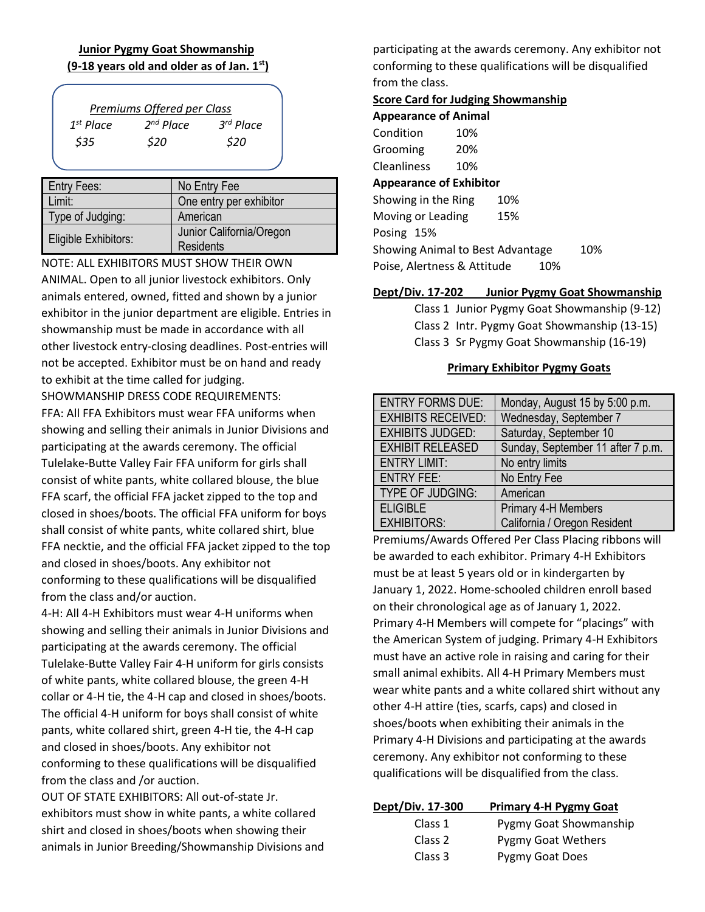## Junior Pygmy Goat Showmanship
## (9-18 years old and older as of Jan. 1st)

*Premiums Offered per Class*

| *1st Place* | *2nd Place* | *3rd Place* |
|---|---|---|
| *$35* | *$20* | *$20* |

| | |
|---|---|
| Entry Fees: | No Entry Fee |
| Limit: | One entry per exhibitor |
| Type of Judging: | American |
| Eligible Exhibitors: | Junior California/Oregon Residents |

NOTE: ALL EXHIBITORS MUST SHOW THEIR OWN ANIMAL. Open to all junior livestock exhibitors. Only animals entered, owned, fitted and shown by a junior exhibitor in the junior department are eligible. Entries in showmanship must be made in accordance with all other livestock entry-closing deadlines. Post-entries will not be accepted. Exhibitor must be on hand and ready to exhibit at the time called for judging.

SHOWMANSHIP DRESS CODE REQUIREMENTS:

FFA: All FFA Exhibitors must wear FFA uniforms when showing and selling their animals in Junior Divisions and participating at the awards ceremony. The official Tulelake-Butte Valley Fair FFA uniform for girls shall consist of white pants, white collared blouse, the blue FFA scarf, the official FFA jacket zipped to the top and closed in shoes/boots. The official FFA uniform for boys shall consist of white pants, white collared shirt, blue FFA necktie, and the official FFA jacket zipped to the top and closed in shoes/boots. Any exhibitor not conforming to these qualifications will be disqualified from the class and/or auction.

4-H: All 4-H Exhibitors must wear 4-H uniforms when showing and selling their animals in Junior Divisions and participating at the awards ceremony. The official Tulelake-Butte Valley Fair 4-H uniform for girls consists of white pants, white collared blouse, the green 4-H collar or 4-H tie, the 4-H cap and closed in shoes/boots. The official 4-H uniform for boys shall consist of white pants, white collared shirt, green 4-H tie, the 4-H cap and closed in shoes/boots. Any exhibitor not conforming to these qualifications will be disqualified from the class and /or auction.

OUT OF STATE EXHIBITORS: All out-of-state Jr. exhibitors must show in white pants, a white collared shirt and closed in shoes/boots when showing their animals in Junior Breeding/Showmanship Divisions and participating at the awards ceremony. Any exhibitor not conforming to these qualifications will be disqualified from the class.

**Score Card for Judging Showmanship**

**Appearance of Animal**

Condition 10%
Grooming 20%
Cleanliness 10%

**Appearance of Exhibitor**

Showing in the Ring 10%
Moving or Leading 15%
Posing 15%
Showing Animal to Best Advantage 10%
Poise, Alertness & Attitude 10%

**Dept/Div. 17-202 Junior Pygmy Goat Showmanship**

Class 1 Junior Pygmy Goat Showmanship (9-12)
Class 2 Intr. Pygmy Goat Showmanship (13-15)
Class 3 Sr Pygmy Goat Showmanship (16-19)

## Primary Exhibitor Pygmy Goats

| | |
|---|---|
| ENTRY FORMS DUE: | Monday, August 15 by 5:00 p.m. |
| EXHIBITS RECEIVED: | Wednesday, September 7 |
| EXHIBITS JUDGED: | Saturday, September 10 |
| EXHIBIT RELEASED | Sunday, September 11 after 7 p.m. |
| ENTRY LIMIT: | No entry limits |
| ENTRY FEE: | No Entry Fee |
| TYPE OF JUDGING: | American |
| ELIGIBLE EXHIBITORS: | Primary 4-H Members California / Oregon Resident |

Premiums/Awards Offered Per Class Placing ribbons will be awarded to each exhibitor. Primary 4-H Exhibitors must be at least 5 years old or in kindergarten by January 1, 2022. Home-schooled children enroll based on their chronological age as of January 1, 2022. Primary 4-H Members will compete for "placings" with the American System of judging. Primary 4-H Exhibitors must have an active role in raising and caring for their small animal exhibits. All 4-H Primary Members must wear white pants and a white collared shirt without any other 4-H attire (ties, scarfs, caps) and closed in shoes/boots when exhibiting their animals in the Primary 4-H Divisions and participating at the awards ceremony. Any exhibitor not conforming to these qualifications will be disqualified from the class.

**Dept/Div. 17-300 Primary 4-H Pygmy Goat**

Class 1 Pygmy Goat Showmanship
Class 2 Pygmy Goat Wethers
Class 3 Pygmy Goat Does